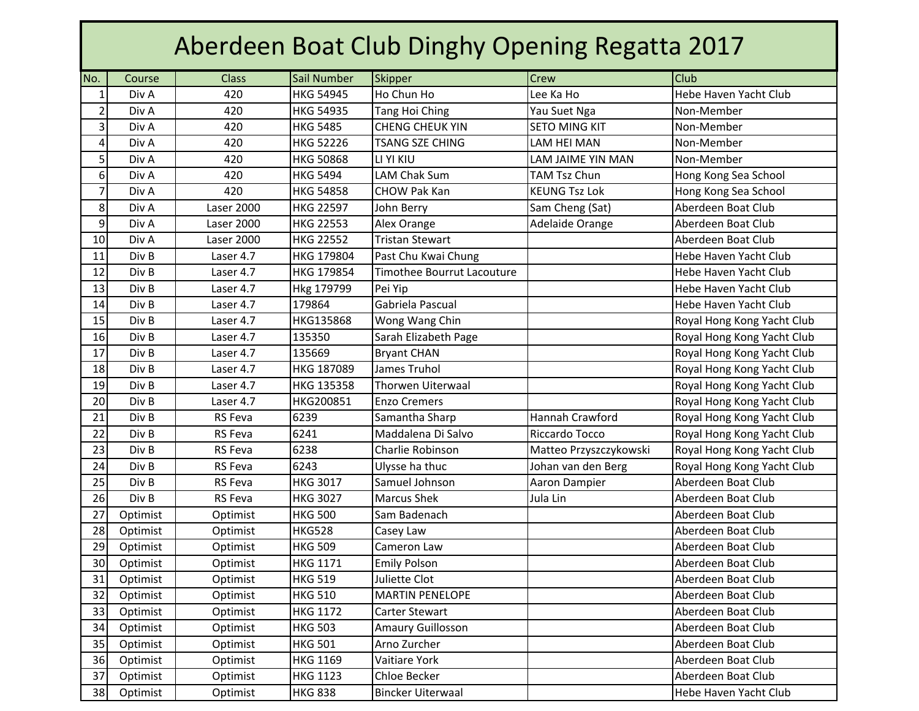# Aberdeen Boat Club Dinghy Opening Regatta 2017

| No. | Course | Class | Sail Number | Skipper | Crew | Club |
|---|---|---|---|---|---|---|
| 1 | Div A | 420 | HKG 54945 | Ho Chun Ho | Lee Ka Ho | Hebe Haven Yacht Club |
| 2 | Div A | 420 | HKG 54935 | Tang Hoi Ching | Yau Suet Nga | Non-Member |
| 3 | Div A | 420 | HKG 5485 | CHENG CHEUK YIN | SETO MING KIT | Non-Member |
| 4 | Div A | 420 | HKG 52226 | TSANG SZE CHING | LAM HEI MAN | Non-Member |
| 5 | Div A | 420 | HKG 50868 | LI YI KIU | LAM JAIME YIN MAN | Non-Member |
| 6 | Div A | 420 | HKG 5494 | LAM Chak Sum | TAM Tsz Chun | Hong Kong Sea School |
| 7 | Div A | 420 | HKG 54858 | CHOW Pak Kan | KEUNG Tsz Lok | Hong Kong Sea School |
| 8 | Div A | Laser 2000 | HKG 22597 | John Berry | Sam Cheng (Sat) | Aberdeen Boat Club |
| 9 | Div A | Laser 2000 | HKG 22553 | Alex Orange | Adelaide Orange | Aberdeen Boat Club |
| 10 | Div A | Laser 2000 | HKG 22552 | Tristan Stewart | | Aberdeen Boat Club |
| 11 | Div B | Laser 4.7 | HKG 179804 | Past Chu Kwai Chung | | Hebe Haven Yacht Club |
| 12 | Div B | Laser 4.7 | HKG 179854 | Timothee Bourrut Lacouture | | Hebe Haven Yacht Club |
| 13 | Div B | Laser 4.7 | Hkg 179799 | Pei Yip | | Hebe Haven Yacht Club |
| 14 | Div B | Laser 4.7 | 179864 | Gabriela Pascual | | Hebe Haven Yacht Club |
| 15 | Div B | Laser 4.7 | HKG135868 | Wong Wang Chin | | Royal Hong Kong Yacht Club |
| 16 | Div B | Laser 4.7 | 135350 | Sarah Elizabeth Page | | Royal Hong Kong Yacht Club |
| 17 | Div B | Laser 4.7 | 135669 | Bryant CHAN | | Royal Hong Kong Yacht Club |
| 18 | Div B | Laser 4.7 | HKG 187089 | James Truhol | | Royal Hong Kong Yacht Club |
| 19 | Div B | Laser 4.7 | HKG 135358 | Thorwen Uiterwaal | | Royal Hong Kong Yacht Club |
| 20 | Div B | Laser 4.7 | HKG200851 | Enzo Cremers | | Royal Hong Kong Yacht Club |
| 21 | Div B | RS Feva | 6239 | Samantha Sharp | Hannah Crawford | Royal Hong Kong Yacht Club |
| 22 | Div B | RS Feva | 6241 | Maddalena Di Salvo | Riccardo Tocco | Royal Hong Kong Yacht Club |
| 23 | Div B | RS Feva | 6238 | Charlie Robinson | Matteo Przyszczykowski | Royal Hong Kong Yacht Club |
| 24 | Div B | RS Feva | 6243 | Ulysse ha thuc | Johan van den Berg | Royal Hong Kong Yacht Club |
| 25 | Div B | RS Feva | HKG 3017 | Samuel Johnson | Aaron Dampier | Aberdeen Boat Club |
| 26 | Div B | RS Feva | HKG 3027 | Marcus Shek | Jula Lin | Aberdeen Boat Club |
| 27 | Optimist | Optimist | HKG 500 | Sam Badenach | | Aberdeen Boat Club |
| 28 | Optimist | Optimist | HKG528 | Casey Law | | Aberdeen Boat Club |
| 29 | Optimist | Optimist | HKG 509 | Cameron Law | | Aberdeen Boat Club |
| 30 | Optimist | Optimist | HKG 1171 | Emily Polson | | Aberdeen Boat Club |
| 31 | Optimist | Optimist | HKG 519 | Juliette Clot | | Aberdeen Boat Club |
| 32 | Optimist | Optimist | HKG 510 | MARTIN PENELOPE | | Aberdeen Boat Club |
| 33 | Optimist | Optimist | HKG 1172 | Carter Stewart | | Aberdeen Boat Club |
| 34 | Optimist | Optimist | HKG 503 | Amaury Guillosson | | Aberdeen Boat Club |
| 35 | Optimist | Optimist | HKG 501 | Arno Zurcher | | Aberdeen Boat Club |
| 36 | Optimist | Optimist | HKG 1169 | Vaitiare York | | Aberdeen Boat Club |
| 37 | Optimist | Optimist | HKG 1123 | Chloe Becker | | Aberdeen Boat Club |
| 38 | Optimist | Optimist | HKG 838 | Bincker Uiterwaal | | Hebe Haven Yacht Club |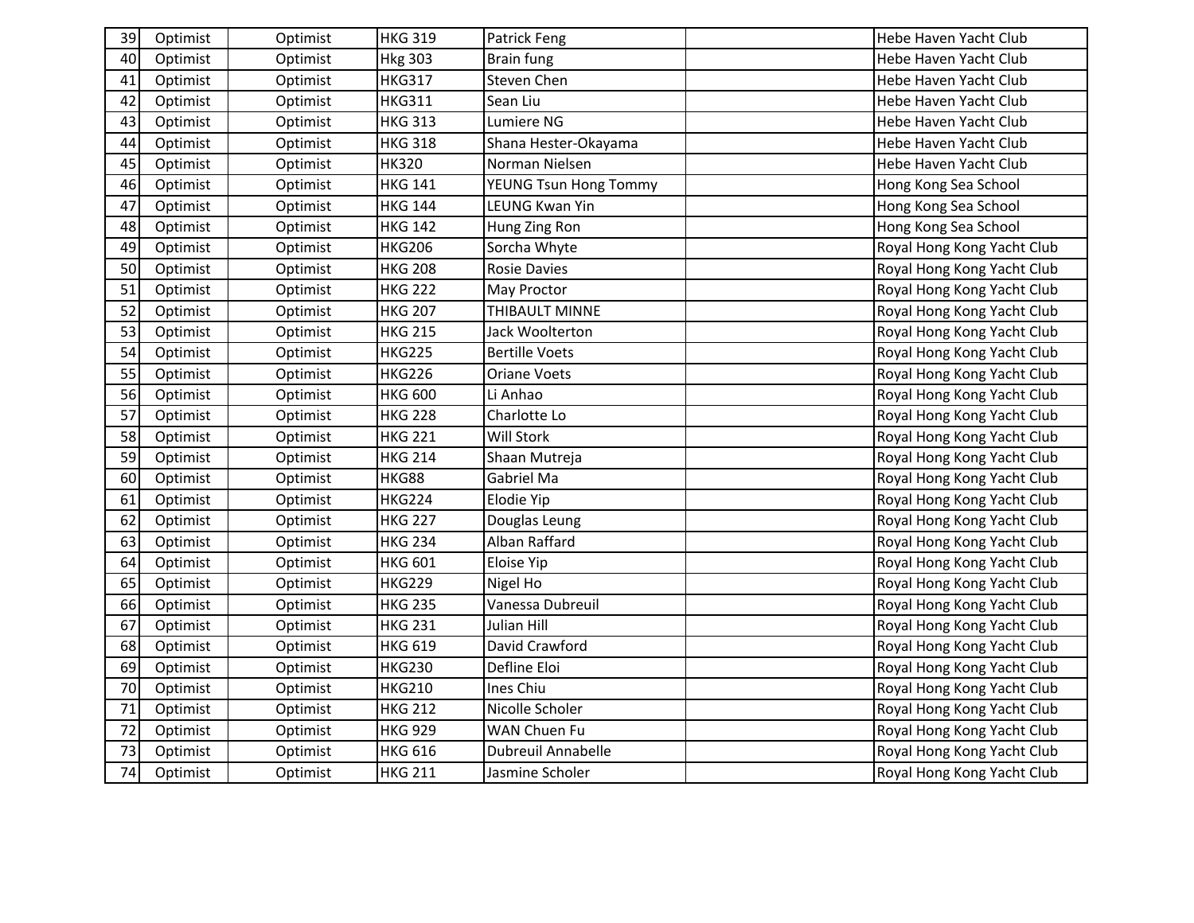| | | | | | | |
|---|---|---|---|---|---|---|
| 39 | Optimist | Optimist | HKG 319 | Patrick Feng | | Hebe Haven Yacht Club |
| 40 | Optimist | Optimist | Hkg 303 | Brain fung | | Hebe Haven Yacht Club |
| 41 | Optimist | Optimist | HKG317 | Steven Chen | | Hebe Haven Yacht Club |
| 42 | Optimist | Optimist | HKG311 | Sean Liu | | Hebe Haven Yacht Club |
| 43 | Optimist | Optimist | HKG 313 | Lumiere NG | | Hebe Haven Yacht Club |
| 44 | Optimist | Optimist | HKG 318 | Shana Hester-Okayama | | Hebe Haven Yacht Club |
| 45 | Optimist | Optimist | HK320 | Norman Nielsen | | Hebe Haven Yacht Club |
| 46 | Optimist | Optimist | HKG 141 | YEUNG Tsun Hong Tommy | | Hong Kong Sea School |
| 47 | Optimist | Optimist | HKG 144 | LEUNG Kwan Yin | | Hong Kong Sea School |
| 48 | Optimist | Optimist | HKG 142 | Hung Zing Ron | | Hong Kong Sea School |
| 49 | Optimist | Optimist | HKG206 | Sorcha Whyte | | Royal Hong Kong Yacht Club |
| 50 | Optimist | Optimist | HKG 208 | Rosie Davies | | Royal Hong Kong Yacht Club |
| 51 | Optimist | Optimist | HKG 222 | May Proctor | | Royal Hong Kong Yacht Club |
| 52 | Optimist | Optimist | HKG 207 | THIBAULT MINNE | | Royal Hong Kong Yacht Club |
| 53 | Optimist | Optimist | HKG 215 | Jack Woolterton | | Royal Hong Kong Yacht Club |
| 54 | Optimist | Optimist | HKG225 | Bertille Voets | | Royal Hong Kong Yacht Club |
| 55 | Optimist | Optimist | HKG226 | Oriane Voets | | Royal Hong Kong Yacht Club |
| 56 | Optimist | Optimist | HKG 600 | Li Anhao | | Royal Hong Kong Yacht Club |
| 57 | Optimist | Optimist | HKG 228 | Charlotte Lo | | Royal Hong Kong Yacht Club |
| 58 | Optimist | Optimist | HKG 221 | Will Stork | | Royal Hong Kong Yacht Club |
| 59 | Optimist | Optimist | HKG 214 | Shaan Mutreja | | Royal Hong Kong Yacht Club |
| 60 | Optimist | Optimist | HKG88 | Gabriel Ma | | Royal Hong Kong Yacht Club |
| 61 | Optimist | Optimist | HKG224 | Elodie Yip | | Royal Hong Kong Yacht Club |
| 62 | Optimist | Optimist | HKG 227 | Douglas Leung | | Royal Hong Kong Yacht Club |
| 63 | Optimist | Optimist | HKG 234 | Alban Raffard | | Royal Hong Kong Yacht Club |
| 64 | Optimist | Optimist | HKG 601 | Eloise Yip | | Royal Hong Kong Yacht Club |
| 65 | Optimist | Optimist | HKG229 | Nigel Ho | | Royal Hong Kong Yacht Club |
| 66 | Optimist | Optimist | HKG 235 | Vanessa Dubreuil | | Royal Hong Kong Yacht Club |
| 67 | Optimist | Optimist | HKG 231 | Julian Hill | | Royal Hong Kong Yacht Club |
| 68 | Optimist | Optimist | HKG 619 | David Crawford | | Royal Hong Kong Yacht Club |
| 69 | Optimist | Optimist | HKG230 | Defline Eloi | | Royal Hong Kong Yacht Club |
| 70 | Optimist | Optimist | HKG210 | Ines Chiu | | Royal Hong Kong Yacht Club |
| 71 | Optimist | Optimist | HKG 212 | Nicolle Scholer | | Royal Hong Kong Yacht Club |
| 72 | Optimist | Optimist | HKG 929 | WAN Chuen Fu | | Royal Hong Kong Yacht Club |
| 73 | Optimist | Optimist | HKG 616 | Dubreuil Annabelle | | Royal Hong Kong Yacht Club |
| 74 | Optimist | Optimist | HKG 211 | Jasmine Scholer | | Royal Hong Kong Yacht Club |